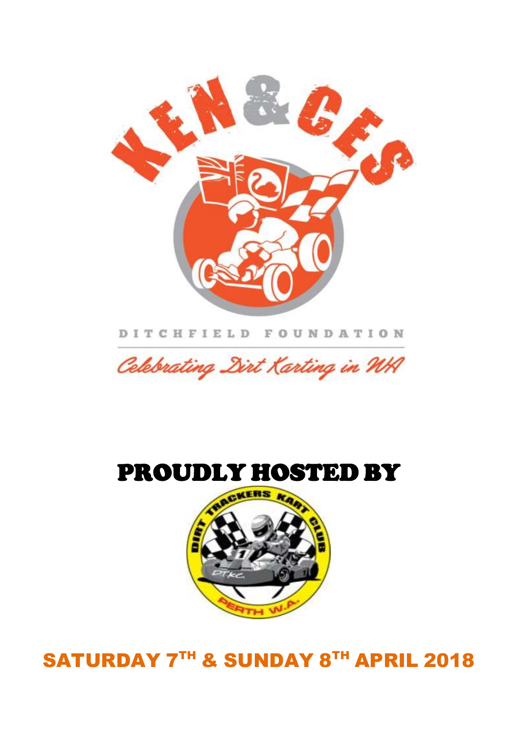# KEN & GES

DITCHFIELD FOUNDATION

*Celebrating Dirt Karting in WA*

## PROUDLY HOSTED BY

DIRT TRACKERS KART CLUB
PERTH W.A.

## SATURDAY 7TH & SUNDAY 8TH APRIL 2018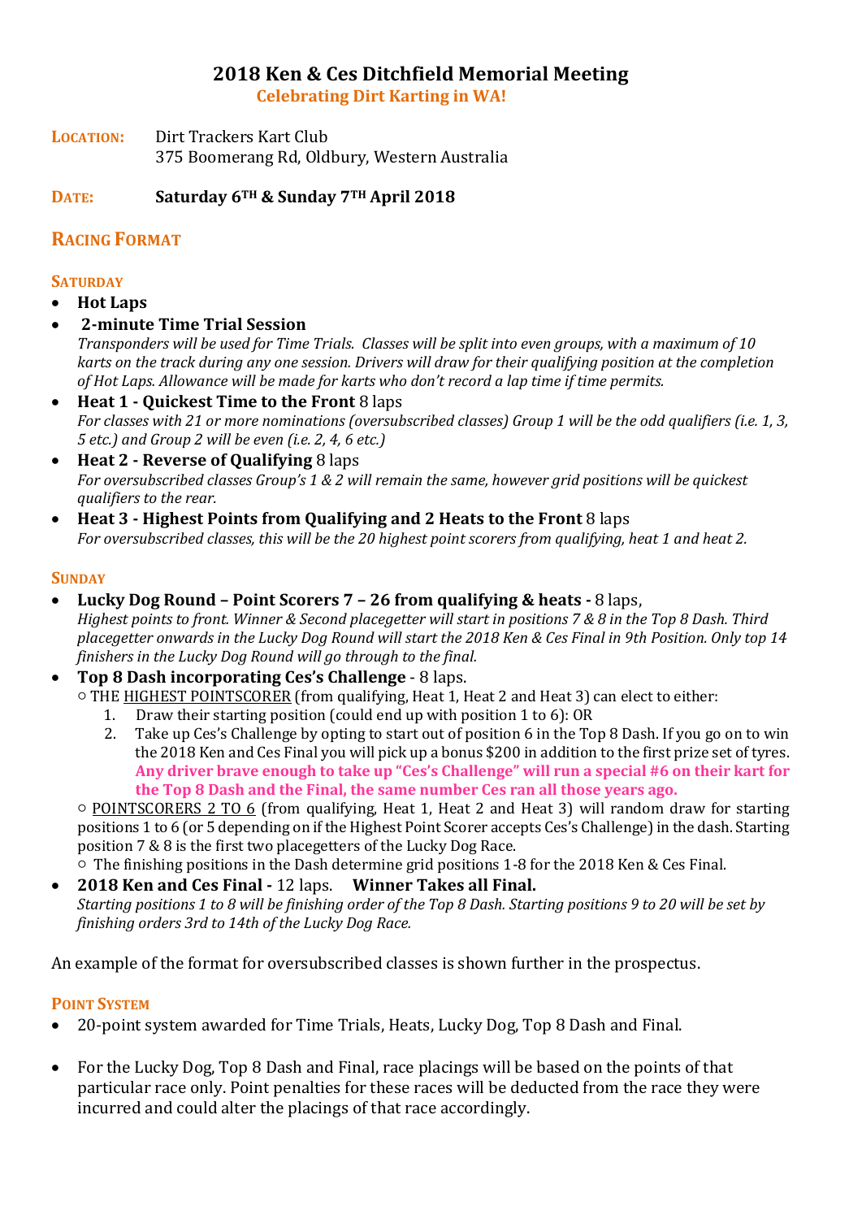# 2018 Ken & Ces Ditchfield Memorial Meeting

**Celebrating Dirt Karting in WA!**

**LOCATION:** Dirt Trackers Kart Club
375 Boomerang Rd, Oldbury, Western Australia

**DATE:** **Saturday 6TH & Sunday 7TH April 2018**

## RACING FORMAT

### SATURDAY

- **Hot Laps**
- **2-minute Time Trial Session**
  *Transponders will be used for Time Trials. Classes will be split into even groups, with a maximum of 10 karts on the track during any one session. Drivers will draw for their qualifying position at the completion of Hot Laps. Allowance will be made for karts who don't record a lap time if time permits.*
- **Heat 1 - Quickest Time to the Front** 8 laps
  *For classes with 21 or more nominations (oversubscribed classes) Group 1 will be the odd qualifiers (i.e. 1, 3, 5 etc.) and Group 2 will be even (i.e. 2, 4, 6 etc.)*
- **Heat 2 - Reverse of Qualifying** 8 laps
  *For oversubscribed classes Group's 1 & 2 will remain the same, however grid positions will be quickest qualifiers to the rear.*
- **Heat 3 - Highest Points from Qualifying and 2 Heats to the Front** 8 laps
  *For oversubscribed classes, this will be the 20 highest point scorers from qualifying, heat 1 and heat 2.*

### SUNDAY

- **Lucky Dog Round – Point Scorers 7 – 26 from qualifying & heats -** 8 laps,
  *Highest points to front. Winner & Second placegetter will start in positions 7 & 8 in the Top 8 Dash. Third placegetter onwards in the Lucky Dog Round will start the 2018 Ken & Ces Final in 9th Position. Only top 14 finishers in the Lucky Dog Round will go through to the final.*
- **Top 8 Dash incorporating Ces's Challenge** - 8 laps.
  - THE HIGHEST POINTSCORER (from qualifying, Heat 1, Heat 2 and Heat 3) can elect to either:
    1. Draw their starting position (could end up with position 1 to 6): OR
    2. Take up Ces's Challenge by opting to start out of position 6 in the Top 8 Dash. If you go on to win the 2018 Ken and Ces Final you will pick up a bonus $200 in addition to the first prize set of tyres. **Any driver brave enough to take up "Ces's Challenge" will run a special #6 on their kart for the Top 8 Dash and the Final, the same number Ces ran all those years ago.**
  - POINTSCORERS 2 TO 6 (from qualifying, Heat 1, Heat 2 and Heat 3) will random draw for starting positions 1 to 6 (or 5 depending on if the Highest Point Scorer accepts Ces's Challenge) in the dash. Starting position 7 & 8 is the first two placegetters of the Lucky Dog Race.
  - The finishing positions in the Dash determine grid positions 1-8 for the 2018 Ken & Ces Final.
- **2018 Ken and Ces Final -** 12 laps. **Winner Takes all Final.**
  *Starting positions 1 to 8 will be finishing order of the Top 8 Dash. Starting positions 9 to 20 will be set by finishing orders 3rd to 14th of the Lucky Dog Race.*

An example of the format for oversubscribed classes is shown further in the prospectus.

### POINT SYSTEM

- 20-point system awarded for Time Trials, Heats, Lucky Dog, Top 8 Dash and Final.
- For the Lucky Dog, Top 8 Dash and Final, race placings will be based on the points of that particular race only. Point penalties for these races will be deducted from the race they were incurred and could alter the placings of that race accordingly.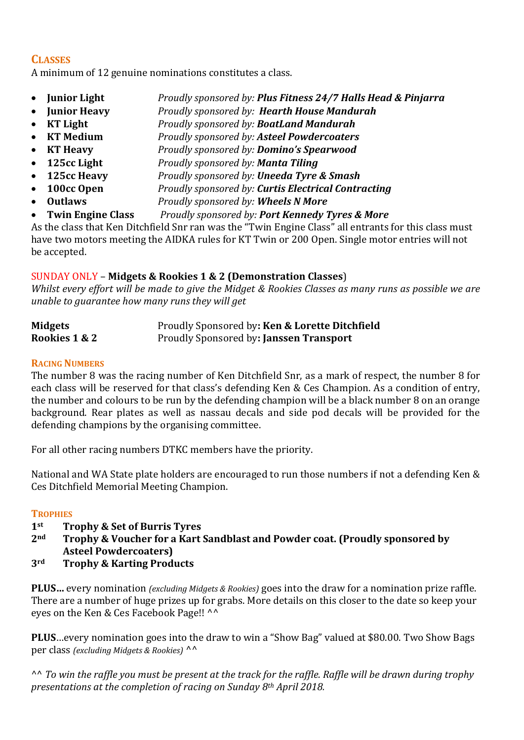## Classes

A minimum of 12 genuine nominations constitutes a class.

- **Junior Light** — *Proudly sponsored by:* ***Plus Fitness 24/7 Halls Head & Pinjarra***
- **Junior Heavy** — *Proudly sponsored by:* ***Hearth House Mandurah***
- **KT Light** — *Proudly sponsored by:* ***BoatLand Mandurah***
- **KT Medium** — *Proudly sponsored by:* ***Asteel Powdercoaters***
- **KT Heavy** — *Proudly sponsored by:* ***Domino's Spearwood***
- **125cc Light** — *Proudly sponsored by:* ***Manta Tiling***
- **125cc Heavy** — *Proudly sponsored by:* ***Uneeda Tyre & Smash***
- **100cc Open** — *Proudly sponsored by:* ***Curtis Electrical Contracting***
- **Outlaws** — *Proudly sponsored by:* ***Wheels N More***
- **Twin Engine Class** — *Proudly sponsored by:* ***Port Kennedy Tyres & More***

As the class that Ken Ditchfield Snr ran was the "Twin Engine Class" all entrants for this class must have two motors meeting the AIDKA rules for KT Twin or 200 Open. Single motor entries will not be accepted.

SUNDAY ONLY – **Midgets & Rookies 1 & 2 (Demonstration Classes)**

*Whilst every effort will be made to give the Midget & Rookies Classes as many runs as possible we are unable to guarantee how many runs they will get*

**Midgets** — Proudly Sponsored by**: Ken & Lorette Ditchfield**
**Rookies 1 & 2** — Proudly Sponsored by**: Janssen Transport**

## Racing Numbers

The number 8 was the racing number of Ken Ditchfield Snr, as a mark of respect, the number 8 for each class will be reserved for that class's defending Ken & Ces Champion. As a condition of entry, the number and colours to be run by the defending champion will be a black number 8 on an orange background. Rear plates as well as nassau decals and side pod decals will be provided for the defending champions by the organising committee.

For all other racing numbers DTKC members have the priority.

National and WA State plate holders are encouraged to run those numbers if not a defending Ken & Ces Ditchfield Memorial Meeting Champion.

## Trophies

**1st Trophy & Set of Burris Tyres**
**2nd Trophy & Voucher for a Kart Sandblast and Powder coat. (Proudly sponsored by Asteel Powdercoaters)**
**3rd Trophy & Karting Products**

**PLUS…** every nomination *(excluding Midgets & Rookies)* goes into the draw for a nomination prize raffle. There are a number of huge prizes up for grabs. More details on this closer to the date so keep your eyes on the Ken & Ces Facebook Page!! ^^

**PLUS**…every nomination goes into the draw to win a "Show Bag" valued at $80.00. Two Show Bags per class *(excluding Midgets & Rookies)* ^^

*^^ To win the raffle you must be present at the track for the raffle. Raffle will be drawn during trophy presentations at the completion of racing on Sunday 8th April 2018.*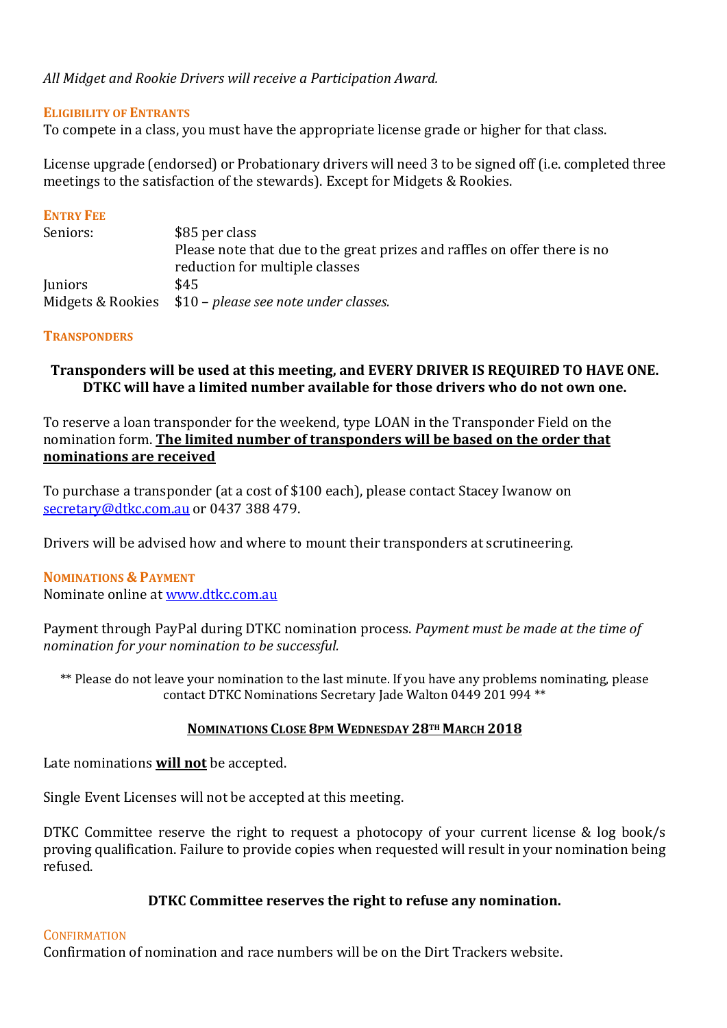*All Midget and Rookie Drivers will receive a Participation Award.*

### ELIGIBILITY OF ENTRANTS

To compete in a class, you must have the appropriate license grade or higher for that class.

License upgrade (endorsed) or Probationary drivers will need 3 to be signed off (i.e. completed three meetings to the satisfaction of the stewards). Except for Midgets & Rookies.

### ENTRY FEE

| | |
|---|---|
| Seniors: | $85 per class<br>Please note that due to the great prizes and raffles on offer there is no reduction for multiple classes |
| Juniors | $45 |
| Midgets & Rookies | $10 – *please see note under classes.* |

### TRANSPONDERS

**Transponders will be used at this meeting, and EVERY DRIVER IS REQUIRED TO HAVE ONE. DTKC will have a limited number available for those drivers who do not own one.**

To reserve a loan transponder for the weekend, type LOAN in the Transponder Field on the nomination form. **The limited number of transponders will be based on the order that nominations are received**

To purchase a transponder (at a cost of $100 each), please contact Stacey Iwanow on secretary@dtkc.com.au or 0437 388 479.

Drivers will be advised how and where to mount their transponders at scrutineering.

### NOMINATIONS & PAYMENT

Nominate online at www.dtkc.com.au

Payment through PayPal during DTKC nomination process. *Payment must be made at the time of nomination for your nomination to be successful.*

** Please do not leave your nomination to the last minute. If you have any problems nominating, please contact DTKC Nominations Secretary Jade Walton 0449 201 994 **

**NOMINATIONS CLOSE 8PM WEDNESDAY 28TH MARCH 2018**

Late nominations **will not** be accepted.

Single Event Licenses will not be accepted at this meeting.

DTKC Committee reserve the right to request a photocopy of your current license & log book/s proving qualification. Failure to provide copies when requested will result in your nomination being refused.

**DTKC Committee reserves the right to refuse any nomination.**

### CONFIRMATION

Confirmation of nomination and race numbers will be on the Dirt Trackers website.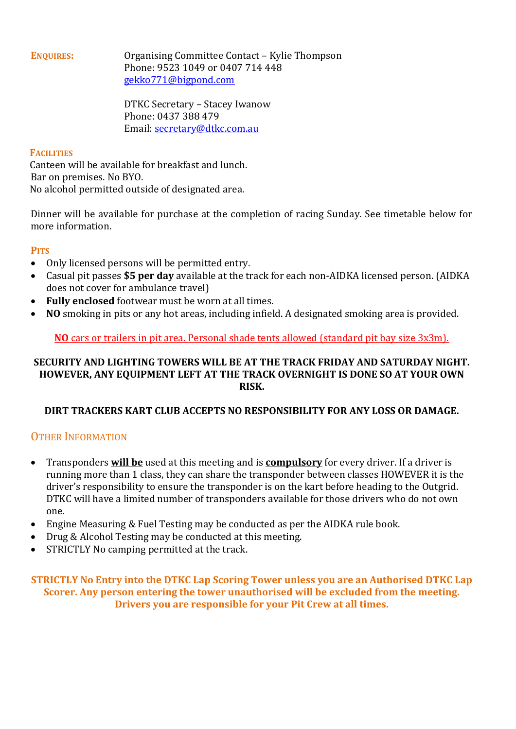**ENQUIRES:** Organising Committee Contact – Kylie Thompson
Phone: 9523 1049 or 0407 714 448
gekko771@bigpond.com

DTKC Secretary – Stacey Iwanow
Phone: 0437 388 479
Email: secretary@dtkc.com.au

**FACILITIES**

Canteen will be available for breakfast and lunch.
Bar on premises. No BYO.
No alcohol permitted outside of designated area.

Dinner will be available for purchase at the completion of racing Sunday. See timetable below for more information.

**PITS**

- Only licensed persons will be permitted entry.
- Casual pit passes **$5 per day** available at the track for each non-AIDKA licensed person. (AIDKA does not cover for ambulance travel)
- **Fully enclosed** footwear must be worn at all times.
- **NO** smoking in pits or any hot areas, including infield. A designated smoking area is provided.

**NO** cars or trailers in pit area. Personal shade tents allowed (standard pit bay size 3x3m).

**SECURITY AND LIGHTING TOWERS WILL BE AT THE TRACK FRIDAY AND SATURDAY NIGHT. HOWEVER, ANY EQUIPMENT LEFT AT THE TRACK OVERNIGHT IS DONE SO AT YOUR OWN RISK.**

**DIRT TRACKERS KART CLUB ACCEPTS NO RESPONSIBILITY FOR ANY LOSS OR DAMAGE.**

## OTHER INFORMATION

- Transponders **will be** used at this meeting and is **compulsory** for every driver. If a driver is running more than 1 class, they can share the transponder between classes HOWEVER it is the driver's responsibility to ensure the transponder is on the kart before heading to the Outgrid. DTKC will have a limited number of transponders available for those drivers who do not own one.
- Engine Measuring & Fuel Testing may be conducted as per the AIDKA rule book.
- Drug & Alcohol Testing may be conducted at this meeting.
- STRICTLY No camping permitted at the track.

**STRICTLY No Entry into the DTKC Lap Scoring Tower unless you are an Authorised DTKC Lap Scorer. Any person entering the tower unauthorised will be excluded from the meeting. Drivers you are responsible for your Pit Crew at all times.**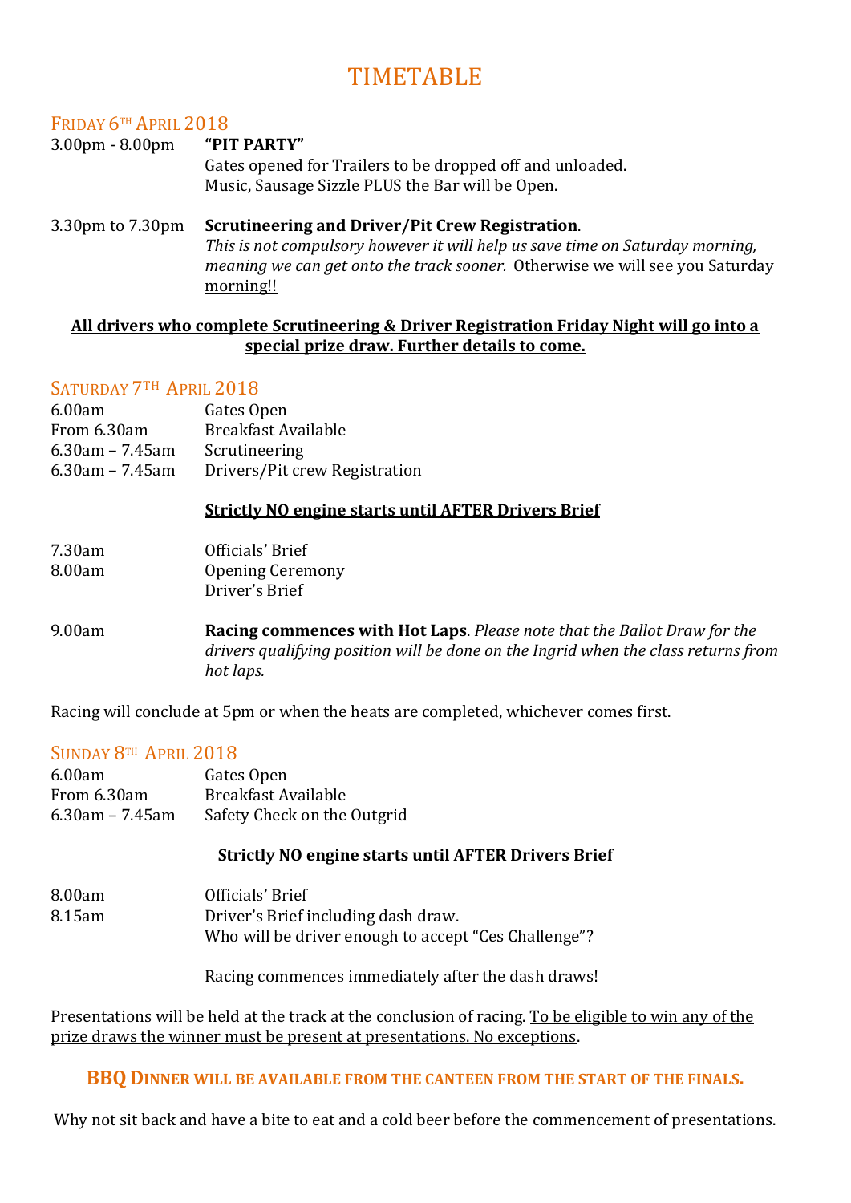# TIMETABLE

## FRIDAY 6TH APRIL 2018

3.00pm - 8.00pm **"PIT PARTY"**
Gates opened for Trailers to be dropped off and unloaded.
Music, Sausage Sizzle PLUS the Bar will be Open.

3.30pm to 7.30pm **Scrutineering and Driver/Pit Crew Registration**.
*This is not compulsory however it will help us save time on Saturday morning, meaning we can get onto the track sooner.* Otherwise we will see you Saturday morning!!

**All drivers who complete Scrutineering & Driver Registration Friday Night will go into a special prize draw. Further details to come.**

## SATURDAY 7TH APRIL 2018

| | |
|---|---|
| 6.00am | Gates Open |
| From 6.30am | Breakfast Available |
| 6.30am – 7.45am | Scrutineering |
| 6.30am – 7.45am | Drivers/Pit crew Registration |

**Strictly NO engine starts until AFTER Drivers Brief**

| | |
|---|---|
| 7.30am | Officials' Brief |
| 8.00am | Opening Ceremony<br>Driver's Brief |
| 9.00am | **Racing commences with Hot Laps**. *Please note that the Ballot Draw for the drivers qualifying position will be done on the Ingrid when the class returns from hot laps.* |

Racing will conclude at 5pm or when the heats are completed, whichever comes first.

## SUNDAY 8TH APRIL 2018

| | |
|---|---|
| 6.00am | Gates Open |
| From 6.30am | Breakfast Available |
| 6.30am – 7.45am | Safety Check on the Outgrid |

**Strictly NO engine starts until AFTER Drivers Brief**

| | |
|---|---|
| 8.00am | Officials' Brief |
| 8.15am | Driver's Brief including dash draw.<br>Who will be driver enough to accept "Ces Challenge"? |

Racing commences immediately after the dash draws!

Presentations will be held at the track at the conclusion of racing. To be eligible to win any of the prize draws the winner must be present at presentations. No exceptions.

**BBQ DINNER WILL BE AVAILABLE FROM THE CANTEEN FROM THE START OF THE FINALS.**

Why not sit back and have a bite to eat and a cold beer before the commencement of presentations.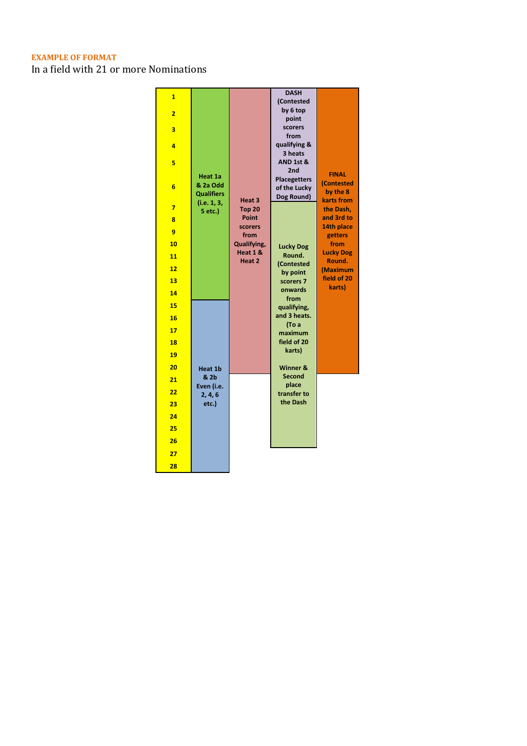**EXAMPLE OF FORMAT**

In a field with 21 or more Nominations

| Position | Heats 1 & 2 | Heat 3 | Dash / Lucky Dog Round | Final |
|---|---|---|---|---|
| 1 | Heat 1a & 2a Odd Qualifiers (i.e. 1, 3, 5 etc.) | Heat 3 Top 20 Point scorers from Qualifying, Heat 1 & Heat 2 | DASH (Contested by 6 top point scorers from qualifying & 3 heats AND 1st & 2nd Placegetters of the Lucky Dog Round) | FINAL (Contested by the 8 karts from the Dash, and 3rd to 14th place getters from Lucky Dog Round. (Maximum field of 20 karts) |
| 2 | | | | |
| 3 | | | | |
| 4 | | | | |
| 5 | | | | |
| 6 | | | | |
| 7 | | | Lucky Dog Round. (Contested by point scorers 7 onwards from qualifying, and 3 heats. (To a maximum field of 20 karts) Winner & Second place transfer to the Dash | |
| 8 | | | | |
| 9 | | | | |
| 10 | | | | |
| 11 | | | | |
| 12 | | | | |
| 13 | | | | |
| 14 | | | | |
| 15 | Heat 1b & 2b Even (i.e. 2, 4, 6 etc.) | | | |
| 16 | | | | |
| 17 | | | | |
| 18 | | | | |
| 19 | | | | |
| 20 | | | | |
| 21 | | | | |
| 22 | | | | |
| 23 | | | | |
| 24 | | | | |
| 25 | | | | |
| 26 | | | | |
| 27 | | | | |
| 28 | | | | |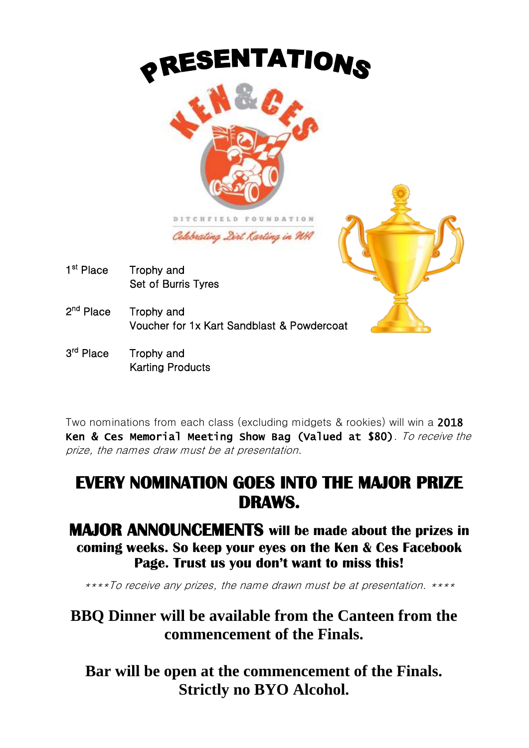# PRESENTATIONS

KEN & CES

DITCHFIELD FOUNDATION

*Celebrating Dirt Karting in WA*

| | |
|---|---|
| 1st Place | Trophy and Set of Burris Tyres |
| 2nd Place | Trophy and Voucher for 1x Kart Sandblast & Powdercoat |
| 3rd Place | Trophy and Karting Products |

Two nominations from each class (excluding midgets & rookies) will win a **2018 Ken & Ces Memorial Meeting Show Bag (Valued at $80)**. *To receive the prize, the names draw must be at presentation.*

## EVERY NOMINATION GOES INTO THE MAJOR PRIZE DRAWS.

### MAJOR ANNOUNCEMENTS will be made about the prizes in coming weeks. So keep your eyes on the Ken & Ces Facebook Page. Trust us you don't want to miss this!

*\*\*\*\*To receive any prizes, the name drawn must be at presentation. \*\*\*\**

**BBQ Dinner will be available from the Canteen from the commencement of the Finals.**

**Bar will be open at the commencement of the Finals. Strictly no BYO Alcohol.**